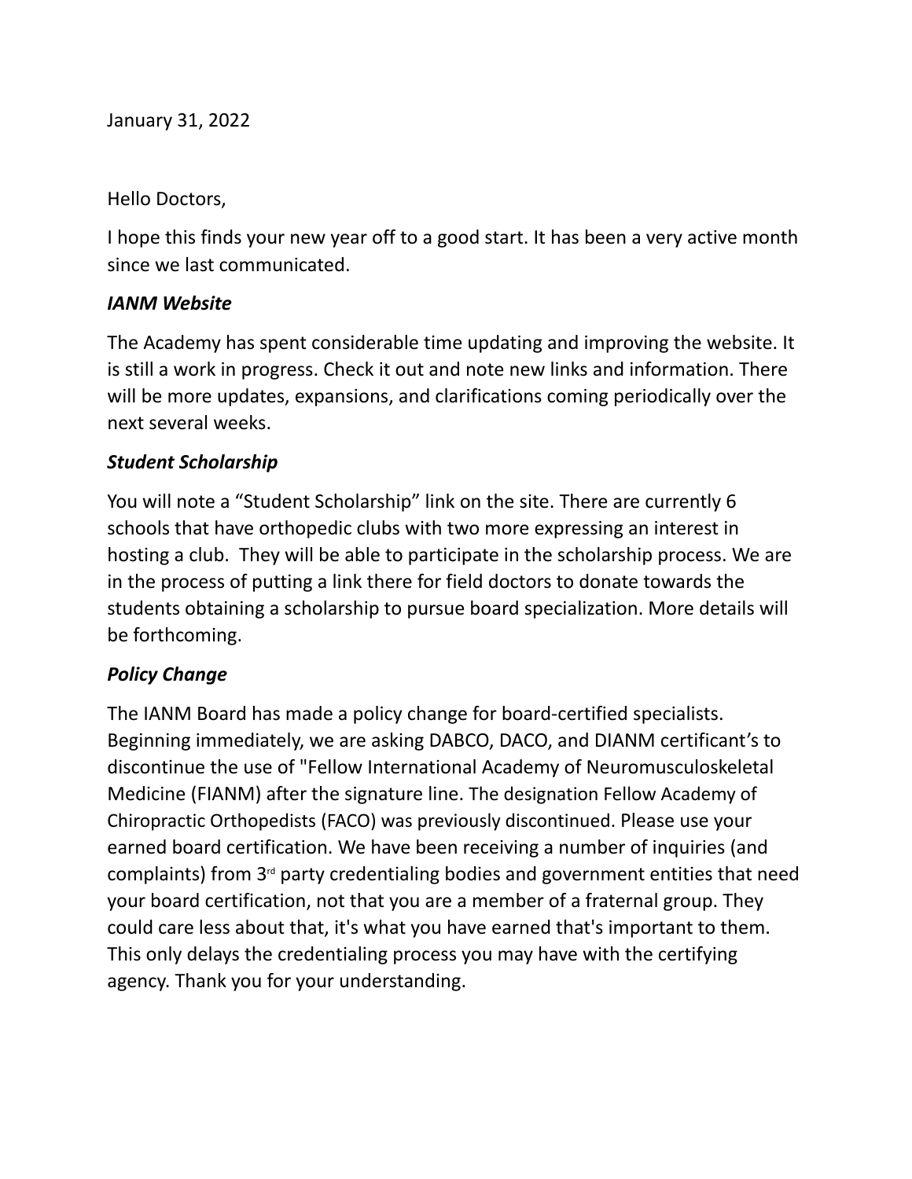January 31, 2022

Hello Doctors,

I hope this finds your new year off to a good start. It has been a very active month since we last communicated.

***IANM Website***

The Academy has spent considerable time updating and improving the website. It is still a work in progress. Check it out and note new links and information. There will be more updates, expansions, and clarifications coming periodically over the next several weeks.

***Student Scholarship***

You will note a "Student Scholarship" link on the site. There are currently 6 schools that have orthopedic clubs with two more expressing an interest in hosting a club. They will be able to participate in the scholarship process. We are in the process of putting a link there for field doctors to donate towards the students obtaining a scholarship to pursue board specialization. More details will be forthcoming.

***Policy Change***

The IANM Board has made a policy change for board-certified specialists. Beginning immediately, we are asking DABCO, DACO, and DIANM certificant's to discontinue the use of "Fellow International Academy of Neuromusculoskeletal Medicine (FIANM) after the signature line. The designation Fellow Academy of Chiropractic Orthopedists (FACO) was previously discontinued. Please use your earned board certification. We have been receiving a number of inquiries (and complaints) from 3rd party credentialing bodies and government entities that need your board certification, not that you are a member of a fraternal group. They could care less about that, it's what you have earned that's important to them. This only delays the credentialing process you may have with the certifying agency. Thank you for your understanding.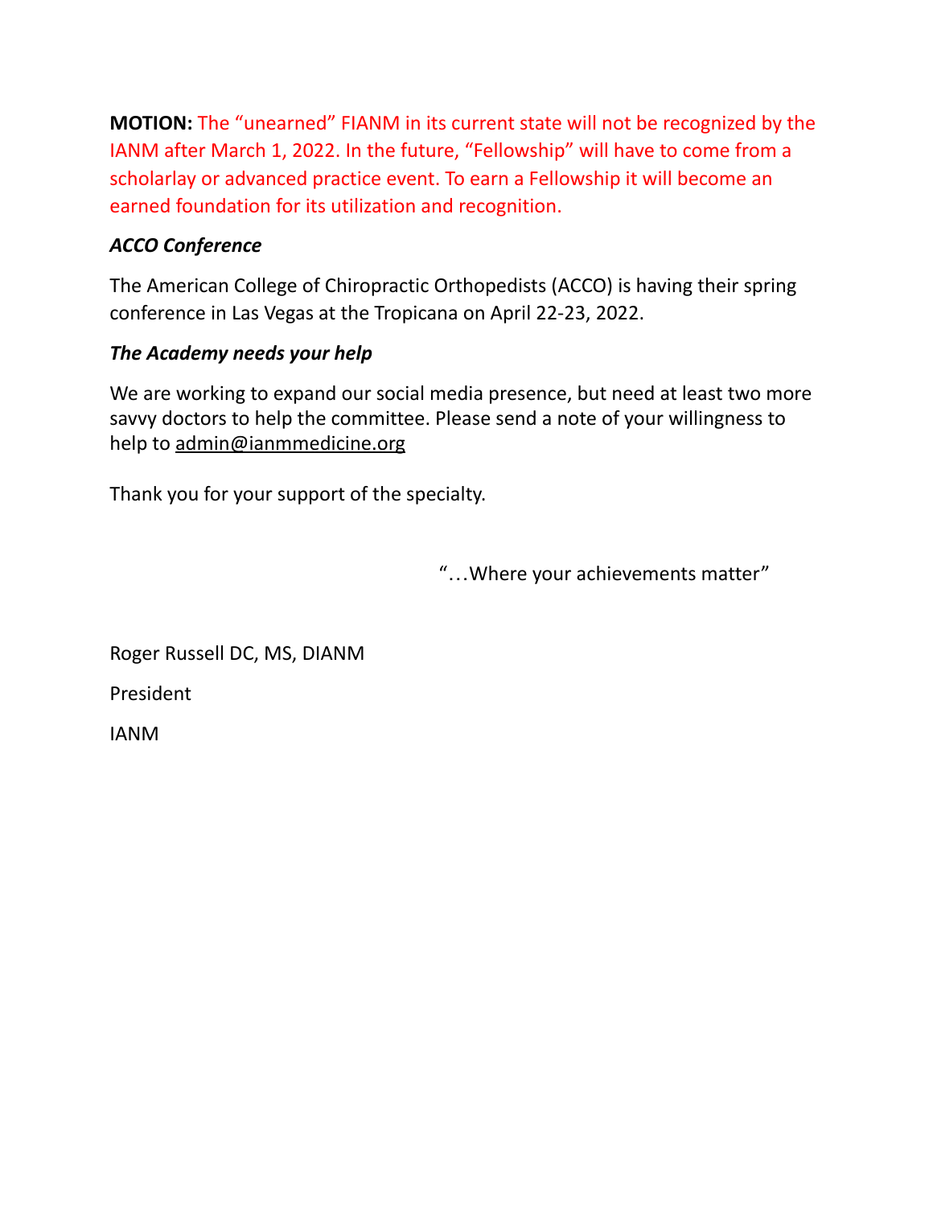**MOTION:** The "unearned" FIANM in its current state will not be recognized by the IANM after March 1, 2022. In the future, "Fellowship" will have to come from a scholarlay or advanced practice event. To earn a Fellowship it will become an earned foundation for its utilization and recognition.

***ACCO Conference***

The American College of Chiropractic Orthopedists (ACCO) is having their spring conference in Las Vegas at the Tropicana on April 22-23, 2022.

***The Academy needs your help***

We are working to expand our social media presence, but need at least two more savvy doctors to help the committee. Please send a note of your willingness to help to admin@ianmmedicine.org

Thank you for your support of the specialty.

"…Where your achievements matter"

Roger Russell DC, MS, DIANM

President

IANM